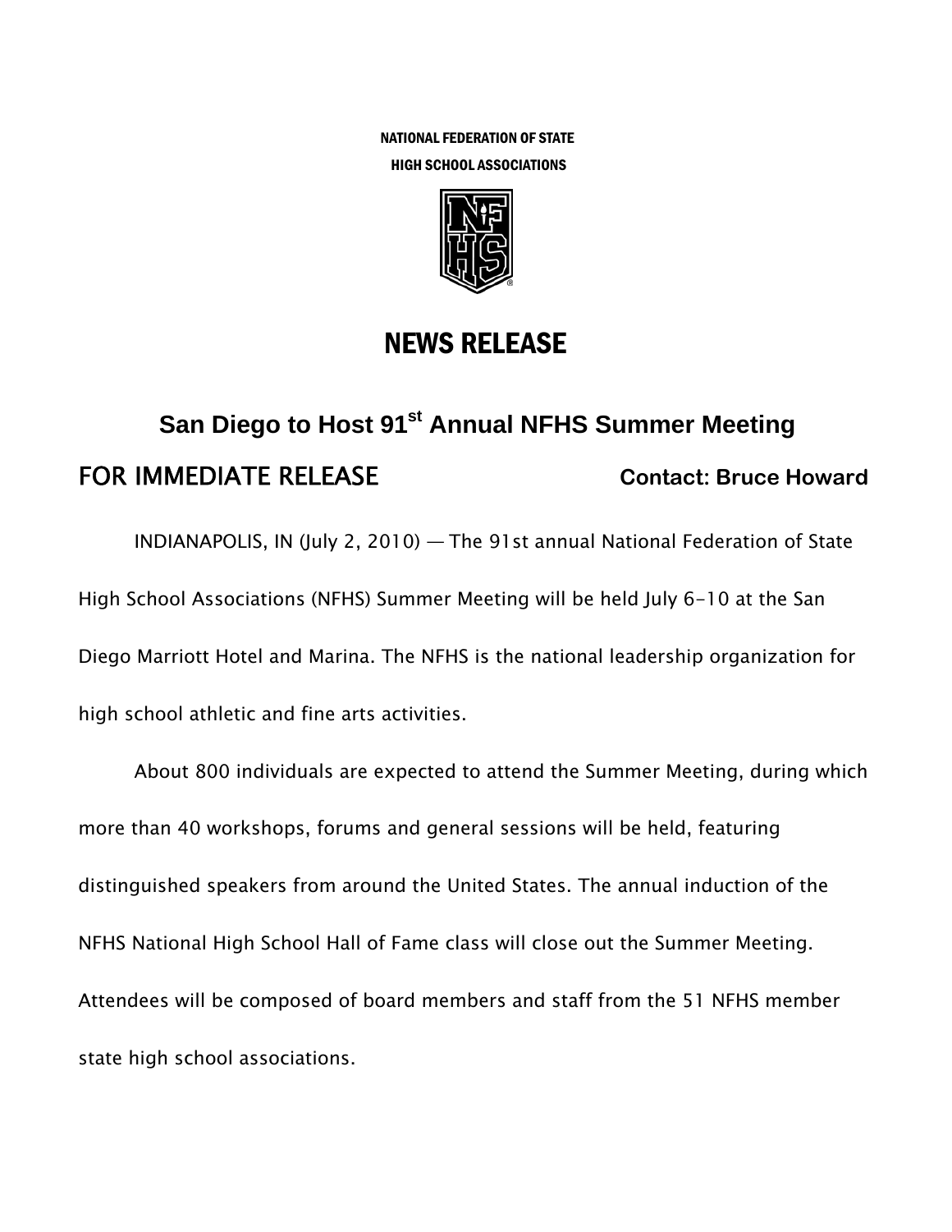NATIONAL FEDERATION OF STATE
HIGH SCHOOL ASSOCIATIONS

# NEWS RELEASE

## San Diego to Host 91st Annual NFHS Summer Meeting

FOR IMMEDIATE RELEASE

**Contact: Bruce Howard**

INDIANAPOLIS, IN (July 2, 2010) — The 91st annual National Federation of State High School Associations (NFHS) Summer Meeting will be held July 6-10 at the San Diego Marriott Hotel and Marina. The NFHS is the national leadership organization for high school athletic and fine arts activities.

About 800 individuals are expected to attend the Summer Meeting, during which more than 40 workshops, forums and general sessions will be held, featuring distinguished speakers from around the United States. The annual induction of the NFHS National High School Hall of Fame class will close out the Summer Meeting. Attendees will be composed of board members and staff from the 51 NFHS member state high school associations.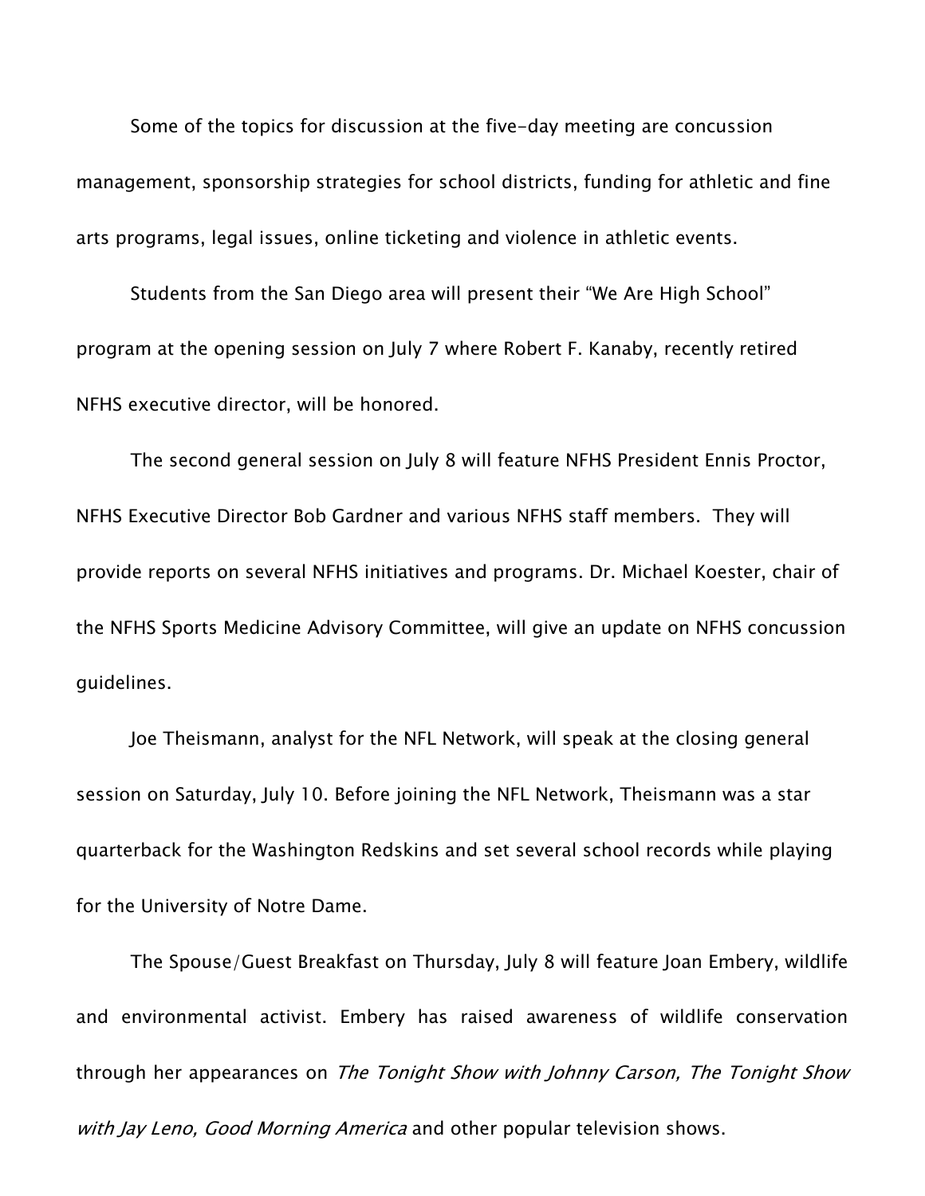Some of the topics for discussion at the five-day meeting are concussion management, sponsorship strategies for school districts, funding for athletic and fine arts programs, legal issues, online ticketing and violence in athletic events.

Students from the San Diego area will present their "We Are High School" program at the opening session on July 7 where Robert F. Kanaby, recently retired NFHS executive director, will be honored.

The second general session on July 8 will feature NFHS President Ennis Proctor, NFHS Executive Director Bob Gardner and various NFHS staff members. They will provide reports on several NFHS initiatives and programs. Dr. Michael Koester, chair of the NFHS Sports Medicine Advisory Committee, will give an update on NFHS concussion guidelines.

Joe Theismann, analyst for the NFL Network, will speak at the closing general session on Saturday, July 10. Before joining the NFL Network, Theismann was a star quarterback for the Washington Redskins and set several school records while playing for the University of Notre Dame.

The Spouse/Guest Breakfast on Thursday, July 8 will feature Joan Embery, wildlife and environmental activist. Embery has raised awareness of wildlife conservation through her appearances on *The Tonight Show with Johnny Carson, The Tonight Show with Jay Leno, Good Morning America* and other popular television shows.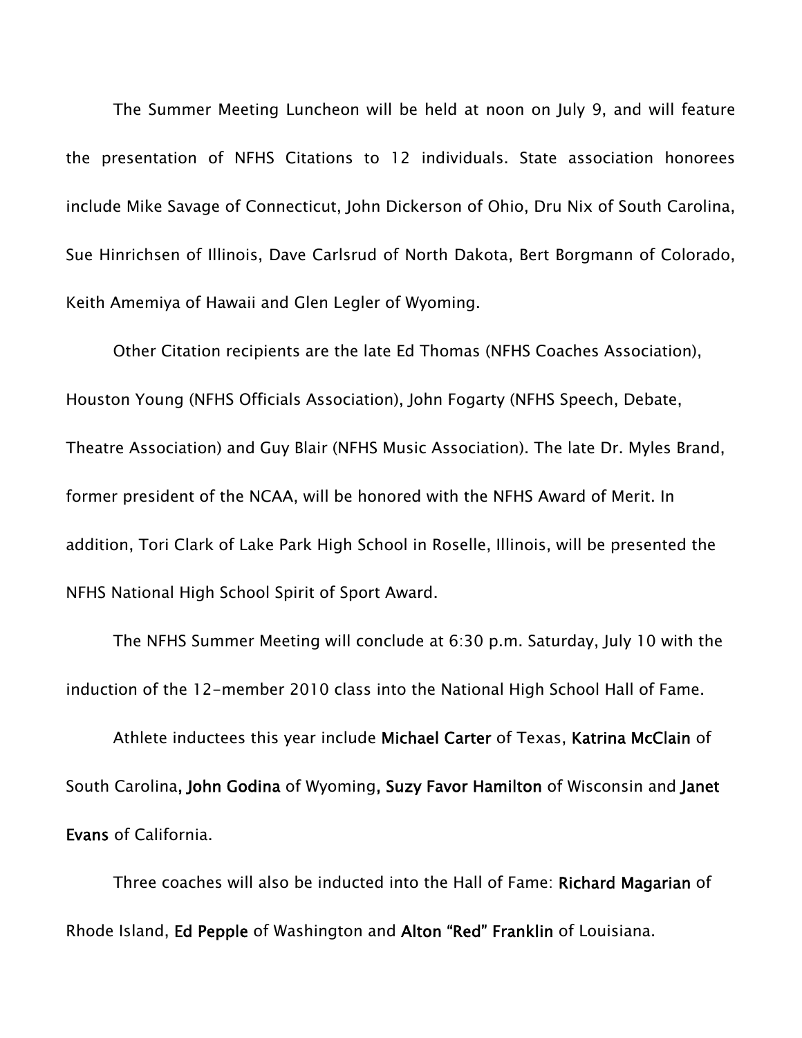The Summer Meeting Luncheon will be held at noon on July 9, and will feature the presentation of NFHS Citations to 12 individuals. State association honorees include Mike Savage of Connecticut, John Dickerson of Ohio, Dru Nix of South Carolina, Sue Hinrichsen of Illinois, Dave Carlsrud of North Dakota, Bert Borgmann of Colorado, Keith Amemiya of Hawaii and Glen Legler of Wyoming.

Other Citation recipients are the late Ed Thomas (NFHS Coaches Association), Houston Young (NFHS Officials Association), John Fogarty (NFHS Speech, Debate, Theatre Association) and Guy Blair (NFHS Music Association). The late Dr. Myles Brand, former president of the NCAA, will be honored with the NFHS Award of Merit. In addition, Tori Clark of Lake Park High School in Roselle, Illinois, will be presented the NFHS National High School Spirit of Sport Award.

The NFHS Summer Meeting will conclude at 6:30 p.m. Saturday, July 10 with the induction of the 12-member 2010 class into the National High School Hall of Fame.

Athlete inductees this year include **Michael Carter** of Texas, **Katrina McClain** of South Carolina**, John Godina** of Wyoming**, Suzy Favor Hamilton** of Wisconsin and **Janet Evans** of California.

Three coaches will also be inducted into the Hall of Fame: **Richard Magarian** of Rhode Island, **Ed Pepple** of Washington and **Alton "Red" Franklin** of Louisiana.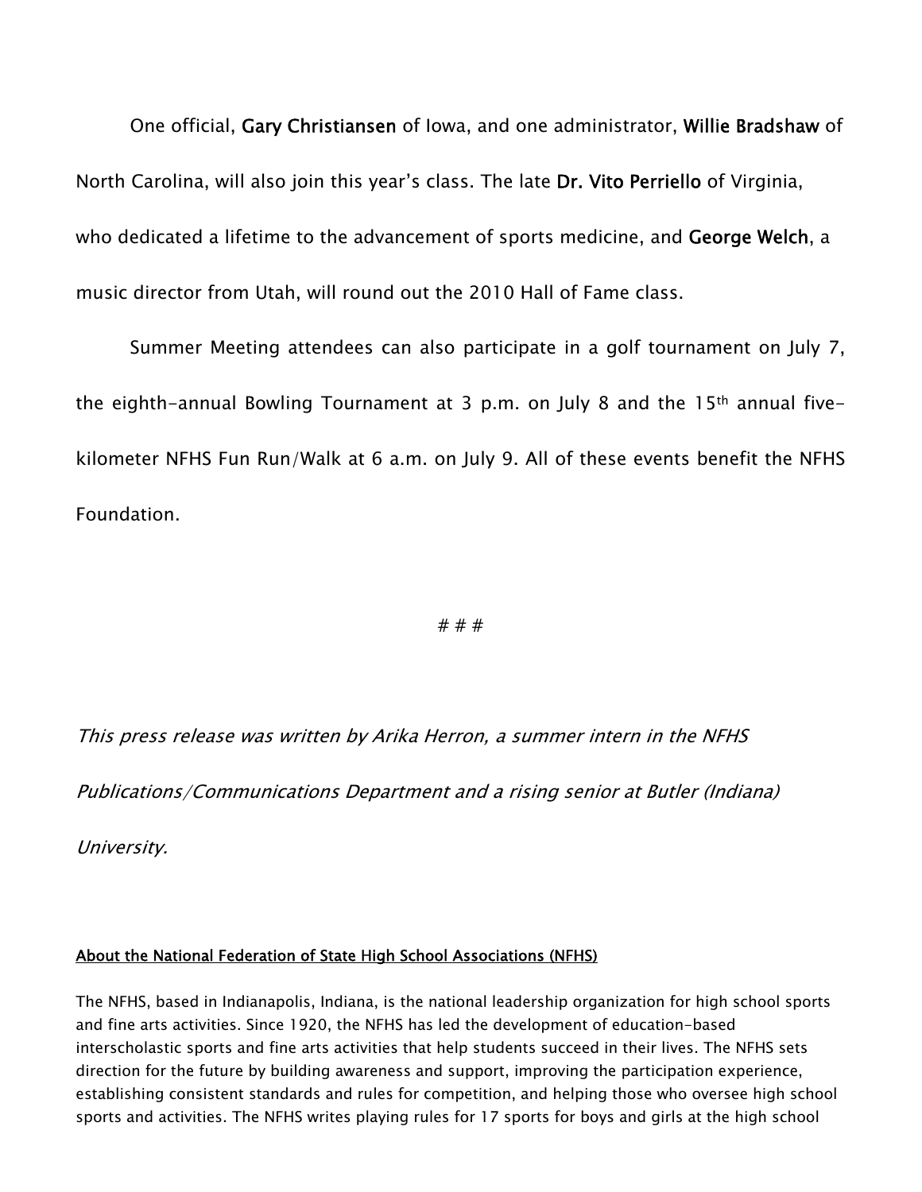One official, **Gary Christiansen** of Iowa, and one administrator, **Willie Bradshaw** of North Carolina, will also join this year's class. The late **Dr. Vito Perriello** of Virginia, who dedicated a lifetime to the advancement of sports medicine, and **George Welch**, a music director from Utah, will round out the 2010 Hall of Fame class.

Summer Meeting attendees can also participate in a golf tournament on July 7, the eighth-annual Bowling Tournament at 3 p.m. on July 8 and the 15th annual five-kilometer NFHS Fun Run/Walk at 6 a.m. on July 9. All of these events benefit the NFHS Foundation.

# # #

*This press release was written by Arika Herron, a summer intern in the NFHS Publications/Communications Department and a rising senior at Butler (Indiana) University.*

**About the National Federation of State High School Associations (NFHS)**

The NFHS, based in Indianapolis, Indiana, is the national leadership organization for high school sports and fine arts activities. Since 1920, the NFHS has led the development of education-based interscholastic sports and fine arts activities that help students succeed in their lives. The NFHS sets direction for the future by building awareness and support, improving the participation experience, establishing consistent standards and rules for competition, and helping those who oversee high school sports and activities. The NFHS writes playing rules for 17 sports for boys and girls at the high school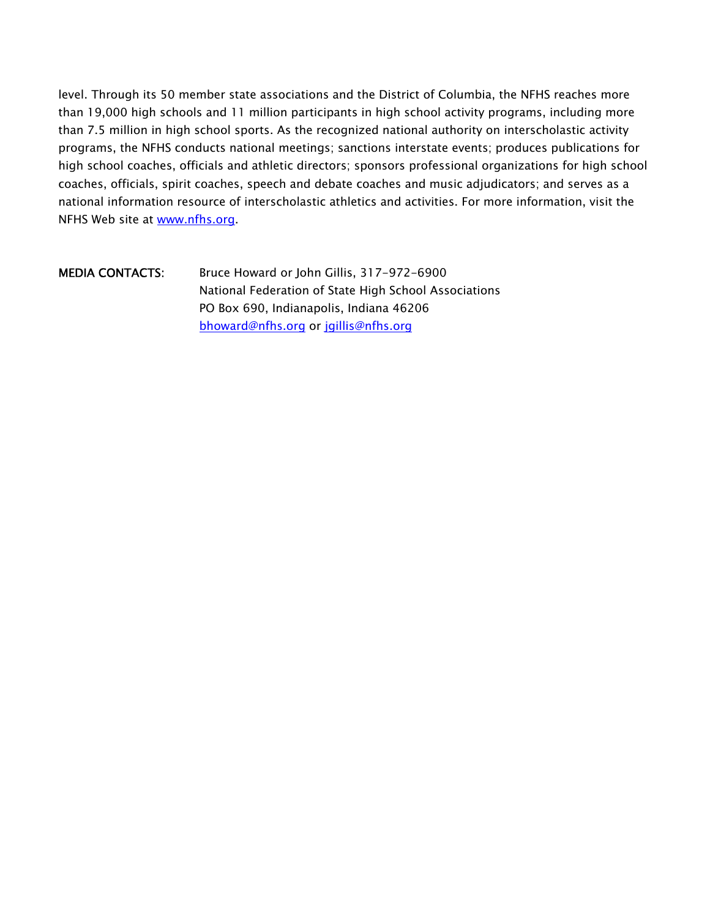level. Through its 50 member state associations and the District of Columbia, the NFHS reaches more than 19,000 high schools and 11 million participants in high school activity programs, including more than 7.5 million in high school sports. As the recognized national authority on interscholastic activity programs, the NFHS conducts national meetings; sanctions interstate events; produces publications for high school coaches, officials and athletic directors; sponsors professional organizations for high school coaches, officials, spirit coaches, speech and debate coaches and music adjudicators; and serves as a national information resource of interscholastic athletics and activities. For more information, visit the NFHS Web site at [www.nfhs.org](http://www.nfhs.org).

**MEDIA CONTACTS:** Bruce Howard or John Gillis, 317-972-6900
National Federation of State High School Associations
PO Box 690, Indianapolis, Indiana 46206
[bhoward@nfhs.org](mailto:bhoward@nfhs.org) or [jgillis@nfhs.org](mailto:jgillis@nfhs.org)